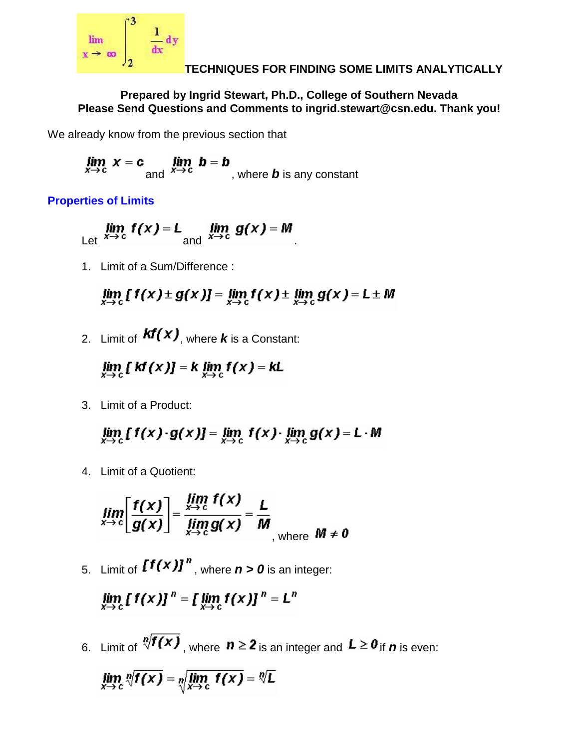# TECHNIQUES FOR FINDING SOME LIMITS ANALYTICALLY

**Prepared by Ingrid Stewart, Ph.D., College of Southern Nevada**
**Please Send Questions and Comments to ingrid.stewart@csn.edu. Thank you!**

We already know from the previous section that

$\lim_{x \to c} x = c$ and $\lim_{x \to c} b = b$, where $b$ is any constant

## Properties of Limits

Let $\lim_{x \to c} f(x) = L$ and $\lim_{x \to c} g(x) = M$.

1. Limit of a Sum/Difference :

$$\lim_{x \to c} [f(x) \pm g(x)] = \lim_{x \to c} f(x) \pm \lim_{x \to c} g(x) = L \pm M$$

2. Limit of $kf(x)$, where $k$ is a Constant:

$$\lim_{x \to c} [kf(x)] = k \lim_{x \to c} f(x) = kL$$

3. Limit of a Product:

$$\lim_{x \to c} [f(x) \cdot g(x)] = \lim_{x \to c} f(x) \cdot \lim_{x \to c} g(x) = L \cdot M$$

4. Limit of a Quotient:

$$\lim_{x \to c} \left[ \frac{f(x)}{g(x)} \right] = \frac{\lim_{x \to c} f(x)}{\lim_{x \to c} g(x)} = \frac{L}{M}$$, where $M \neq 0$

5. Limit of $[f(x)]^n$, where $n > 0$ is an integer:

$$\lim_{x \to c} [f(x)]^n = [\lim_{x \to c} f(x)]^n = L^n$$

6. Limit of $\sqrt[n]{f(x)}$, where $n \geq 2$ is an integer and $L \geq 0$ if $n$ is even:

$$\lim_{x \to c} \sqrt[n]{f(x)} = \sqrt[n]{\lim_{x \to c} f(x)} = \sqrt[n]{L}$$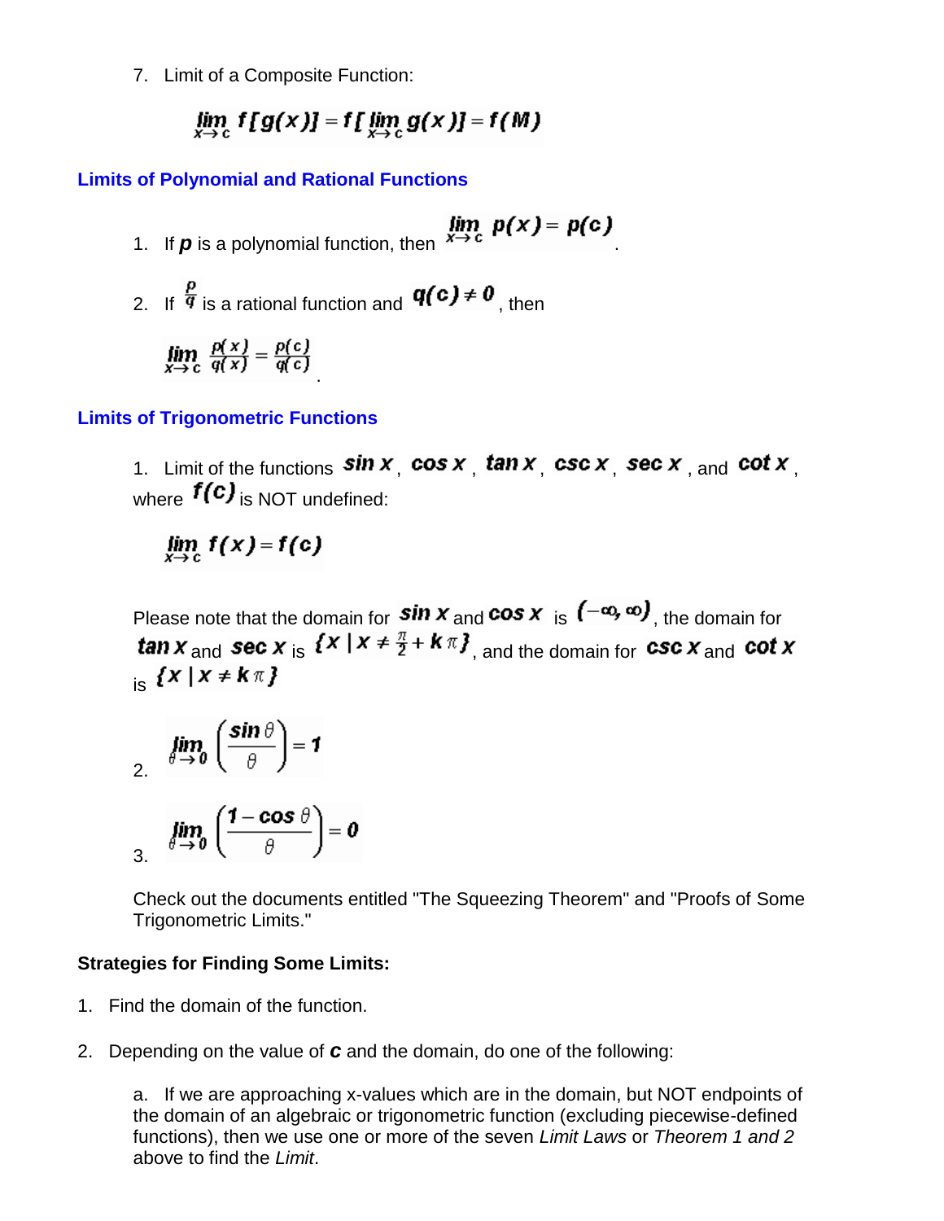7. Limit of a Composite Function:

$$\lim_{x \to c} f[g(x)] = f[\lim_{x \to c} g(x)] = f(M)$$

### Limits of Polynomial and Rational Functions

1. If $p$ is a polynomial function, then $\lim_{x \to c} p(x) = p(c)$.

2. If $\frac{p}{q}$ is a rational function and $q(c) \neq 0$, then

$$\lim_{x \to c} \frac{p(x)}{q(x)} = \frac{p(c)}{q(c)}.$$

### Limits of Trigonometric Functions

1. Limit of the functions $\sin x$, $\cos x$, $\tan x$, $\csc x$, $\sec x$, and $\cot x$, where $f(c)$ is NOT undefined:

$$\lim_{x \to c} f(x) = f(c)$$

Please note that the domain for $\sin x$ and $\cos x$ is $(-\infty, \infty)$, the domain for $\tan x$ and $\sec x$ is $\{x \mid x \neq \frac{\pi}{2} + k\pi\}$, and the domain for $\csc x$ and $\cot x$ is $\{x \mid x \neq k\pi\}$

2. $$\lim_{\theta \to 0} \left( \frac{\sin \theta}{\theta} \right) = 1$$

3. $$\lim_{\theta \to 0} \left( \frac{1 - \cos \theta}{\theta} \right) = 0$$

Check out the documents entitled "The Squeezing Theorem" and "Proofs of Some Trigonometric Limits."

**Strategies for Finding Some Limits:**

1. Find the domain of the function.

2. Depending on the value of $c$ and the domain, do one of the following:

   a. If we are approaching x-values which are in the domain, but NOT endpoints of the domain of an algebraic or trigonometric function (excluding piecewise-defined functions), then we use one or more of the seven *Limit Laws* or *Theorem 1 and 2* above to find the *Limit*.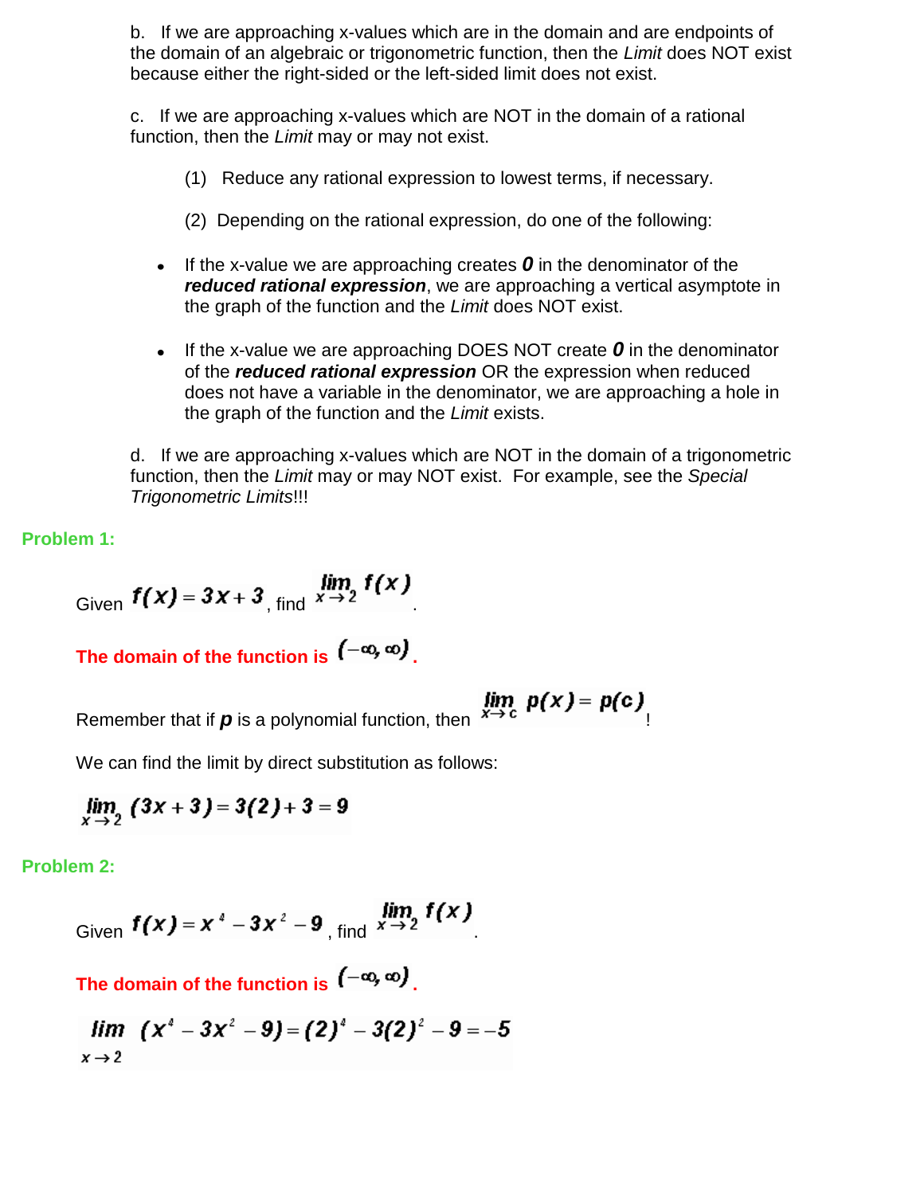b. If we are approaching x-values which are in the domain and are endpoints of the domain of an algebraic or trigonometric function, then the *Limit* does NOT exist because either the right-sided or the left-sided limit does not exist.

c. If we are approaching x-values which are NOT in the domain of a rational function, then the *Limit* may or may not exist.

(1) Reduce any rational expression to lowest terms, if necessary.

(2) Depending on the rational expression, do one of the following:

- If the x-value we are approaching creates ***0*** in the denominator of the ***reduced rational expression***, we are approaching a vertical asymptote in the graph of the function and the *Limit* does NOT exist.
- If the x-value we are approaching DOES NOT create ***0*** in the denominator of the ***reduced rational expression*** OR the expression when reduced does not have a variable in the denominator, we are approaching a hole in the graph of the function and the *Limit* exists.

d. If we are approaching x-values which are NOT in the domain of a trigonometric function, then the *Limit* may or may NOT exist. For example, see the *Special Trigonometric Limits*!!!

**Problem 1:**

Given $f(x) = 3x + 3$, find $\lim_{x \to 2} f(x)$.

**The domain of the function is $(-\infty, \infty)$.**

Remember that if $p$ is a polynomial function, then $\lim_{x \to c} p(x) = p(c)$!

We can find the limit by direct substitution as follows:

$$\lim_{x \to 2} (3x + 3) = 3(2) + 3 = 9$$

**Problem 2:**

Given $f(x) = x^4 - 3x^2 - 9$, find $\lim_{x \to 2} f(x)$.

**The domain of the function is $(-\infty, \infty)$.**

$$\lim_{x \to 2} (x^4 - 3x^2 - 9) = (2)^4 - 3(2)^2 - 9 = -5$$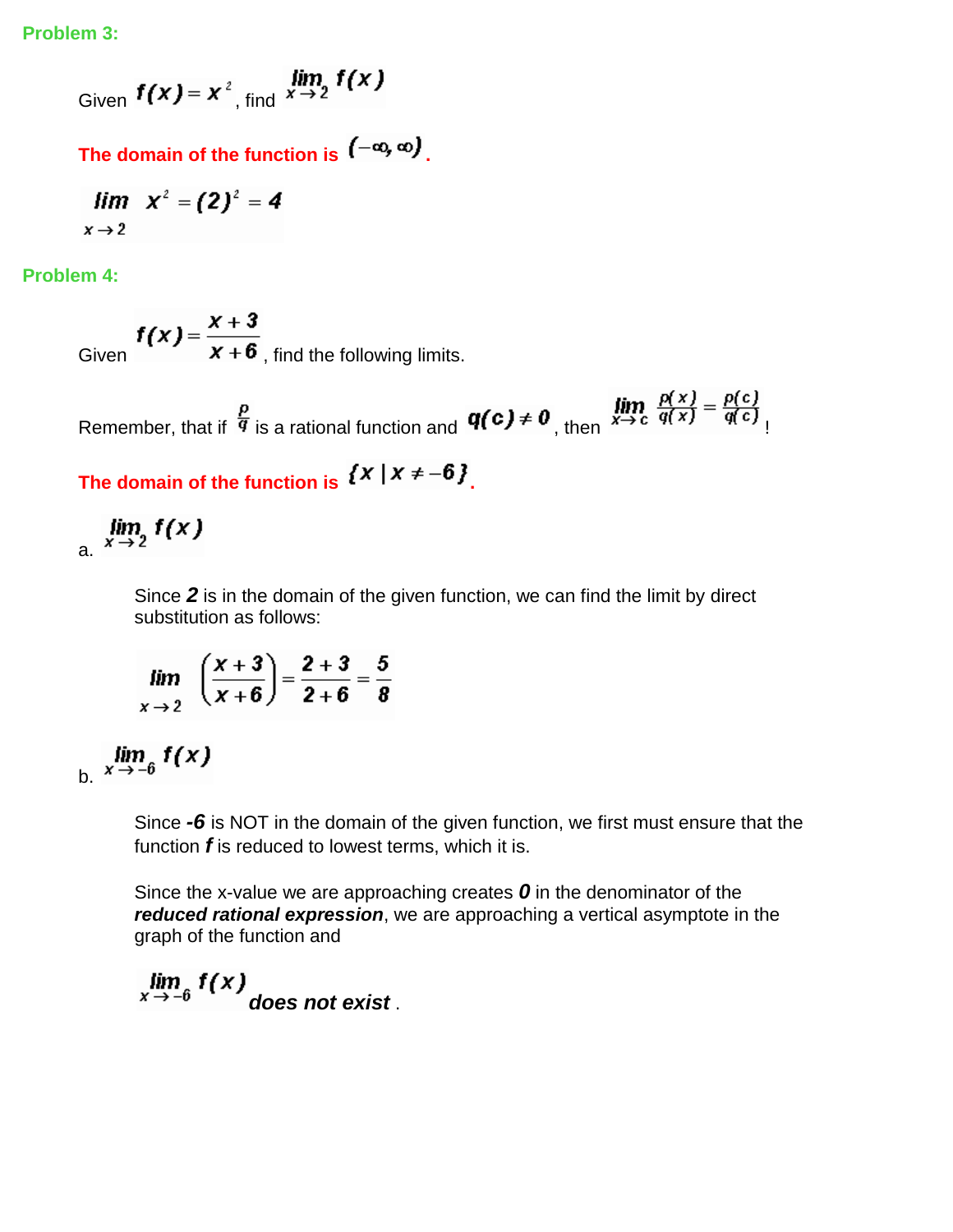**Problem 3:**

Given $f(x) = x^2$, find $\lim_{x \to 2} f(x)$

**The domain of the function is $(-\infty, \infty)$.**

$$\lim_{x \to 2} x^2 = (2)^2 = 4$$

**Problem 4:**

Given $f(x) = \dfrac{x+3}{x+6}$, find the following limits.

Remember, that if $\frac{p}{q}$ is a rational function and $q(c) \neq 0$, then $\lim_{x \to c} \frac{p(x)}{q(x)} = \frac{p(c)}{q(c)}$!

**The domain of the function is $\{x \mid x \neq -6\}$.**

a. $\lim_{x \to 2} f(x)$

Since ***2*** is in the domain of the given function, we can find the limit by direct substitution as follows:

$$\lim_{x \to 2} \left( \frac{x+3}{x+6} \right) = \frac{2+3}{2+6} = \frac{5}{8}$$

b. $\lim_{x \to -6} f(x)$

Since ***-6*** is NOT in the domain of the given function, we first must ensure that the function ***f*** is reduced to lowest terms, which it is.

Since the x-value we are approaching creates ***0*** in the denominator of the ***reduced rational expression***, we are approaching a vertical asymptote in the graph of the function and

$\lim_{x \to -6} f(x)$ ***does not exist*** .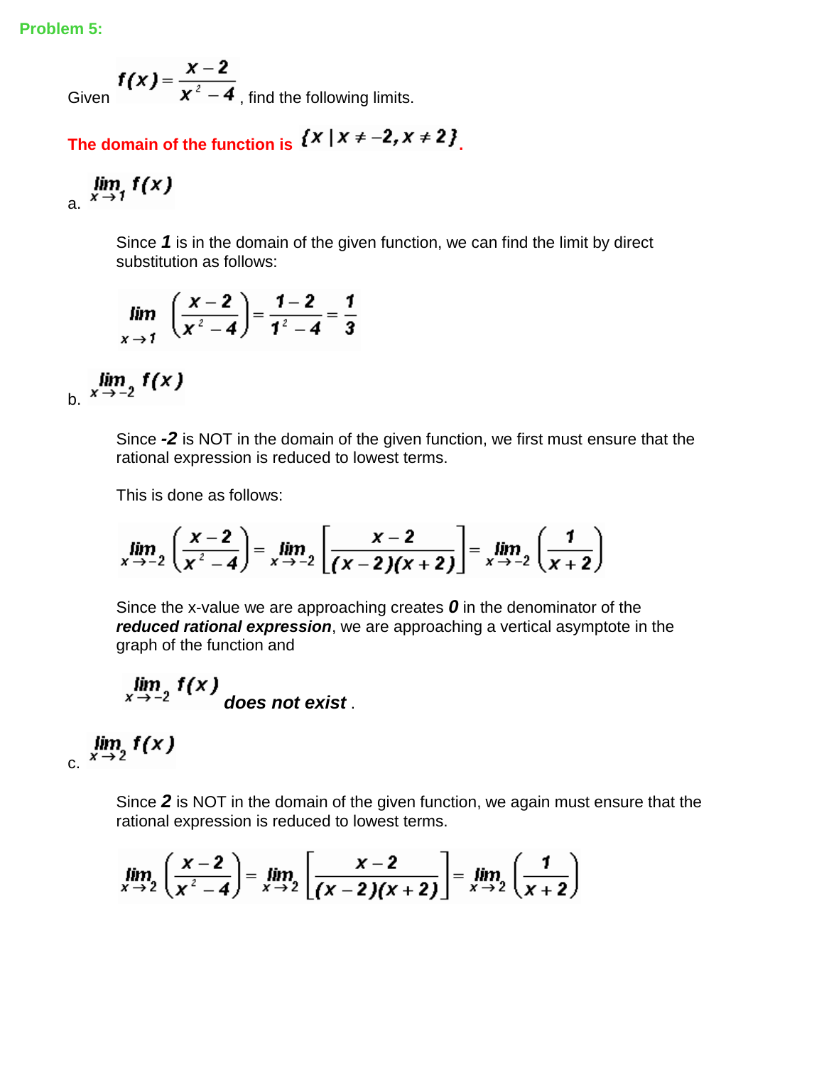**Problem 5:**

Given $f(x) = \dfrac{x-2}{x^2-4}$, find the following limits.

**The domain of the function is $\{x \mid x \neq -2, x \neq 2\}$.**

a. $\lim\limits_{x \to 1} f(x)$

Since ***1*** is in the domain of the given function, we can find the limit by direct substitution as follows:

$$\lim_{x \to 1} \left( \frac{x-2}{x^2-4} \right) = \frac{1-2}{1^2-4} = \frac{1}{3}$$

b. $\lim\limits_{x \to -2} f(x)$

Since ***-2*** is NOT in the domain of the given function, we first must ensure that the rational expression is reduced to lowest terms.

This is done as follows:

$$\lim_{x \to -2} \left( \frac{x-2}{x^2-4} \right) = \lim_{x \to -2} \left[ \frac{x-2}{(x-2)(x+2)} \right] = \lim_{x \to -2} \left( \frac{1}{x+2} \right)$$

Since the x-value we are approaching creates ***0*** in the denominator of the ***reduced rational expression***, we are approaching a vertical asymptote in the graph of the function and

$\lim\limits_{x \to -2} f(x)$ ***does not exist*** .

c. $\lim\limits_{x \to 2} f(x)$

Since ***2*** is NOT in the domain of the given function, we again must ensure that the rational expression is reduced to lowest terms.

$$\lim_{x \to 2} \left( \frac{x-2}{x^2-4} \right) = \lim_{x \to 2} \left[ \frac{x-2}{(x-2)(x+2)} \right] = \lim_{x \to 2} \left( \frac{1}{x+2} \right)$$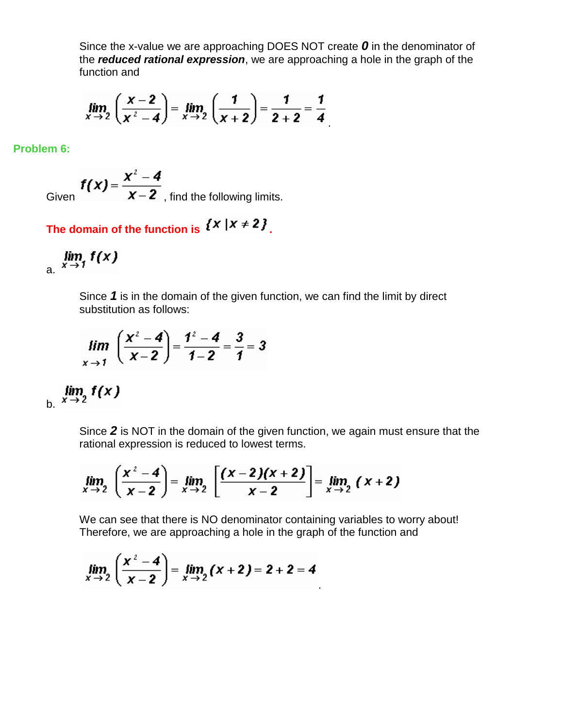Since the x-value we are approaching DOES NOT create ***0*** in the denominator of the ***reduced rational expression***, we are approaching a hole in the graph of the function and

$$\lim_{x \to 2} \left( \frac{x-2}{x^2-4} \right) = \lim_{x \to 2} \left( \frac{1}{x+2} \right) = \frac{1}{2+2} = \frac{1}{4}.$$

**Problem 6:**

Given $f(x) = \dfrac{x^2-4}{x-2}$, find the following limits.

**The domain of the function is $\{x \mid x \neq 2\}$.**

a. $\lim_{x \to 1} f(x)$

Since ***1*** is in the domain of the given function, we can find the limit by direct substitution as follows:

$$\lim_{x \to 1} \left( \frac{x^2-4}{x-2} \right) = \frac{1^2-4}{1-2} = \frac{3}{1} = 3$$

b. $\lim_{x \to 2} f(x)$

Since ***2*** is NOT in the domain of the given function, we again must ensure that the rational expression is reduced to lowest terms.

$$\lim_{x \to 2} \left( \frac{x^2-4}{x-2} \right) = \lim_{x \to 2} \left[ \frac{(x-2)(x+2)}{x-2} \right] = \lim_{x \to 2} (x+2)$$

We can see that there is NO denominator containing variables to worry about! Therefore, we are approaching a hole in the graph of the function and

$$\lim_{x \to 2} \left( \frac{x^2-4}{x-2} \right) = \lim_{x \to 2} (x+2) = 2+2 = 4.$$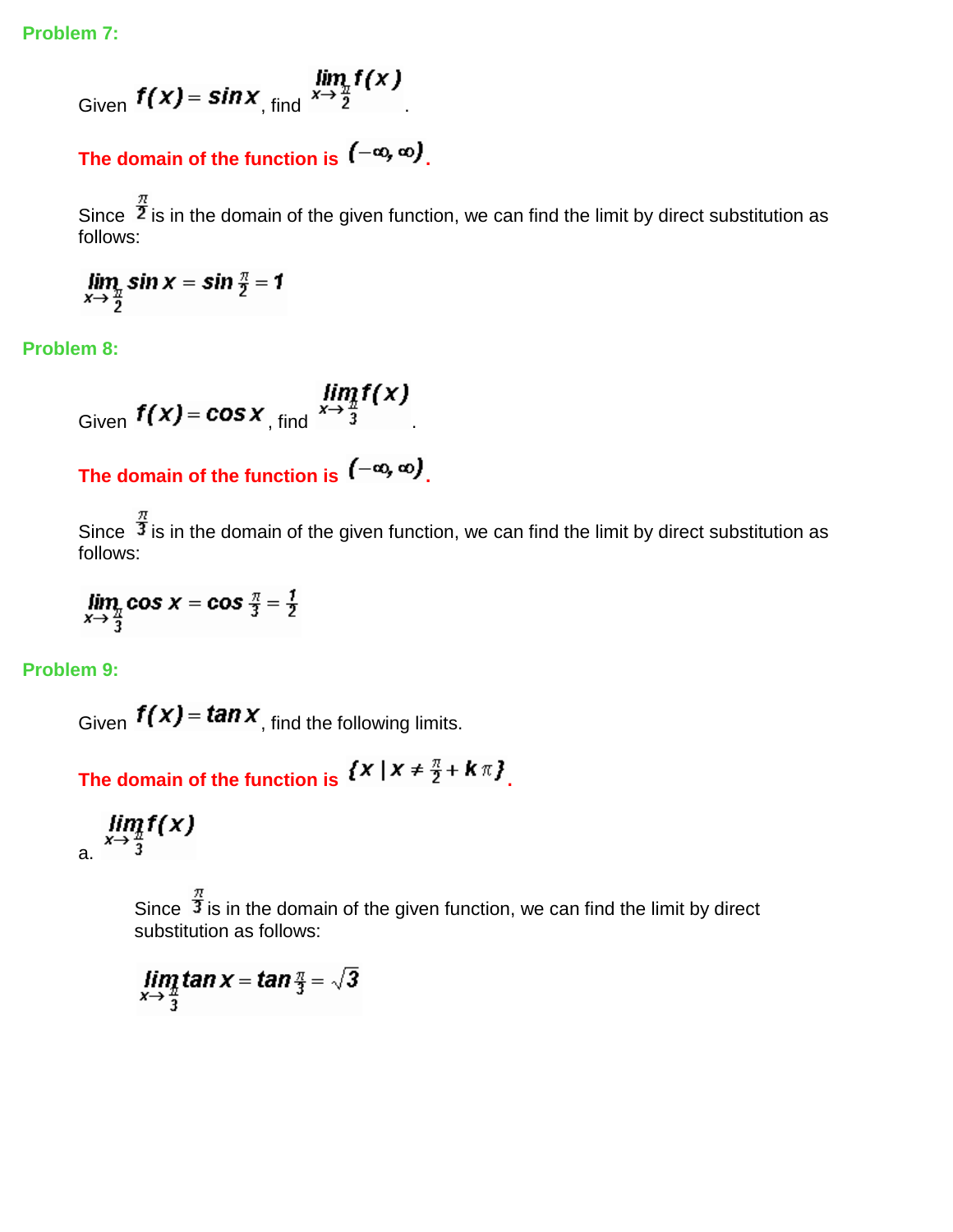**Problem 7:**

Given $f(x) = \sin x$, find $\lim_{x \to \frac{\pi}{2}} f(x)$.

**The domain of the function is $(-\infty, \infty)$.**

Since $\frac{\pi}{2}$ is in the domain of the given function, we can find the limit by direct substitution as follows:

$$\lim_{x \to \frac{\pi}{2}} \sin x = \sin \frac{\pi}{2} = 1$$

**Problem 8:**

Given $f(x) = \cos x$, find $\lim_{x \to \frac{\pi}{3}} f(x)$.

**The domain of the function is $(-\infty, \infty)$.**

Since $\frac{\pi}{3}$ is in the domain of the given function, we can find the limit by direct substitution as follows:

$$\lim_{x \to \frac{\pi}{3}} \cos x = \cos \frac{\pi}{3} = \frac{1}{2}$$

**Problem 9:**

Given $f(x) = \tan x$, find the following limits.

**The domain of the function is $\{x \mid x \neq \frac{\pi}{2} + k\pi\}$.**

a. $\lim_{x \to \frac{\pi}{3}} f(x)$

Since $\frac{\pi}{3}$ is in the domain of the given function, we can find the limit by direct substitution as follows:

$$\lim_{x \to \frac{\pi}{3}} \tan x = \tan \frac{\pi}{3} = \sqrt{3}$$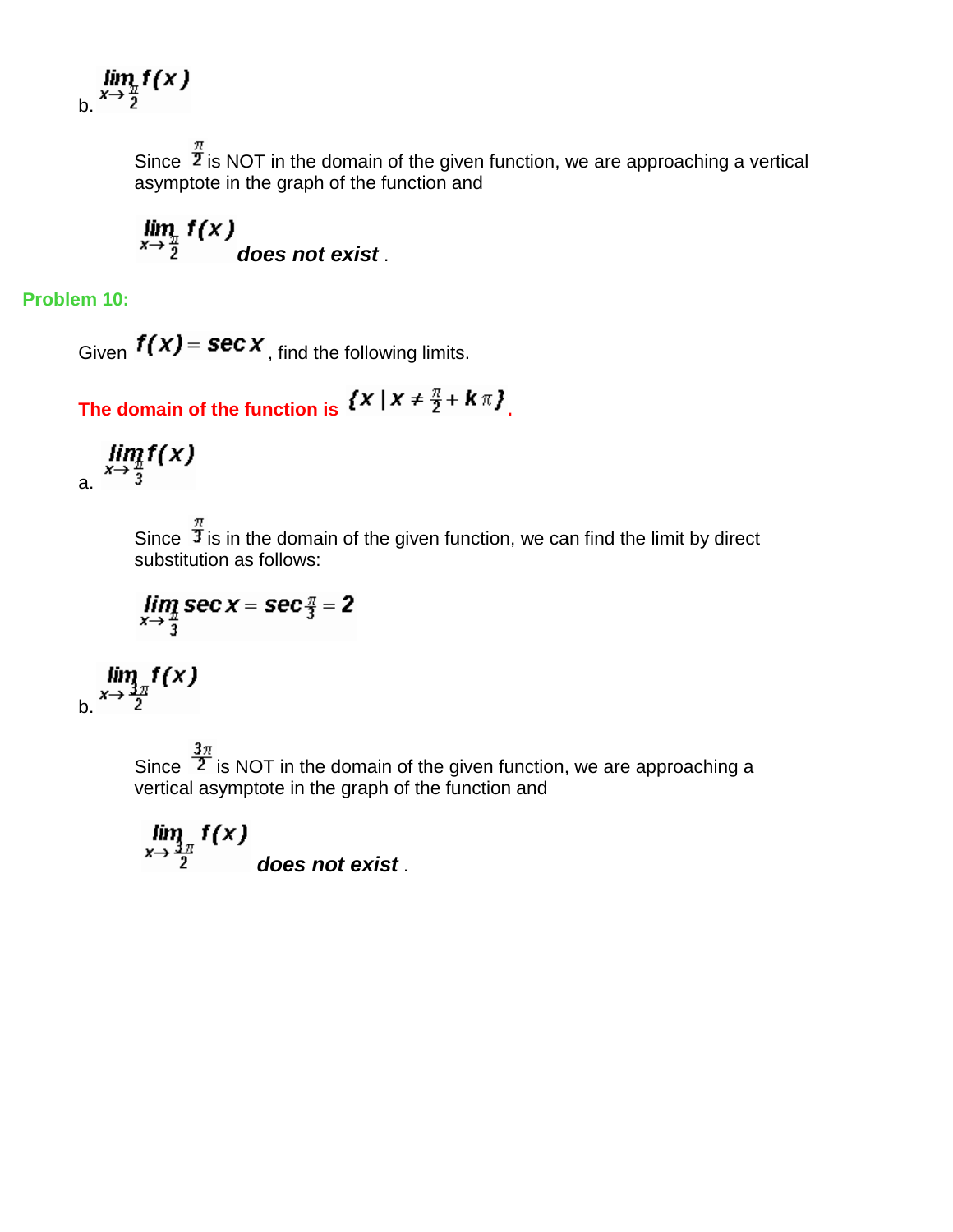b. $\lim_{x \to \frac{\pi}{2}} f(x)$

Since $\frac{\pi}{2}$ is NOT in the domain of the given function, we are approaching a vertical asymptote in the graph of the function and

$\lim_{x \to \frac{\pi}{2}} f(x)$ ***does not exist*** .

**Problem 10:**

Given $f(x) = \sec x$, find the following limits.

**The domain of the function is $\{x \mid x \neq \frac{\pi}{2} + k\pi\}$.**

a. $\lim_{x \to \frac{\pi}{3}} f(x)$

Since $\frac{\pi}{3}$ is in the domain of the given function, we can find the limit by direct substitution as follows:

$$\lim_{x \to \frac{\pi}{3}} \sec x = \sec \tfrac{\pi}{3} = 2$$

b. $\lim_{x \to \frac{3\pi}{2}} f(x)$

Since $\frac{3\pi}{2}$ is NOT in the domain of the given function, we are approaching a vertical asymptote in the graph of the function and

$\lim_{x \to \frac{3\pi}{2}} f(x)$ ***does not exist*** .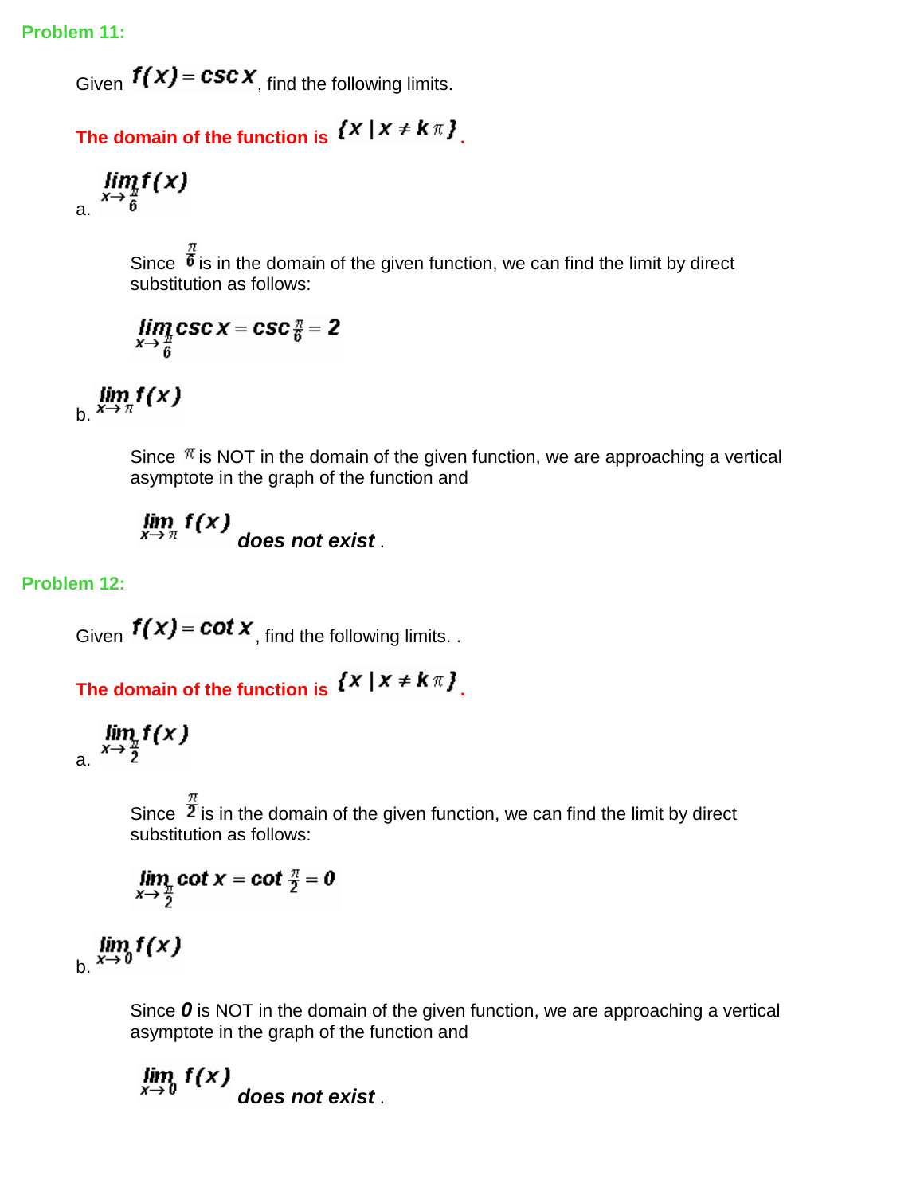**Problem 11:**

Given $f(x) = \csc x$, find the following limits.

**The domain of the function is $\{x \mid x \neq k\pi\}$.**

a. $\lim\limits_{x \to \frac{\pi}{6}} f(x)$

Since $\frac{\pi}{6}$ is in the domain of the given function, we can find the limit by direct substitution as follows:

$$\lim_{x \to \frac{\pi}{6}} \csc x = \csc \tfrac{\pi}{6} = 2$$

b. $\lim\limits_{x \to \pi} f(x)$

Since $\pi$ is NOT in the domain of the given function, we are approaching a vertical asymptote in the graph of the function and

$\lim\limits_{x \to \pi} f(x)$ ***does not exist*** .

**Problem 12:**

Given $f(x) = \cot x$, find the following limits. .

**The domain of the function is $\{x \mid x \neq k\pi\}$.**

a. $\lim\limits_{x \to \frac{\pi}{2}} f(x)$

Since $\frac{\pi}{2}$ is in the domain of the given function, we can find the limit by direct substitution as follows:

$$\lim_{x \to \frac{\pi}{2}} \cot x = \cot \tfrac{\pi}{2} = 0$$

b. $\lim\limits_{x \to 0} f(x)$

Since $0$ is NOT in the domain of the given function, we are approaching a vertical asymptote in the graph of the function and

$\lim\limits_{x \to 0} f(x)$ ***does not exist*** .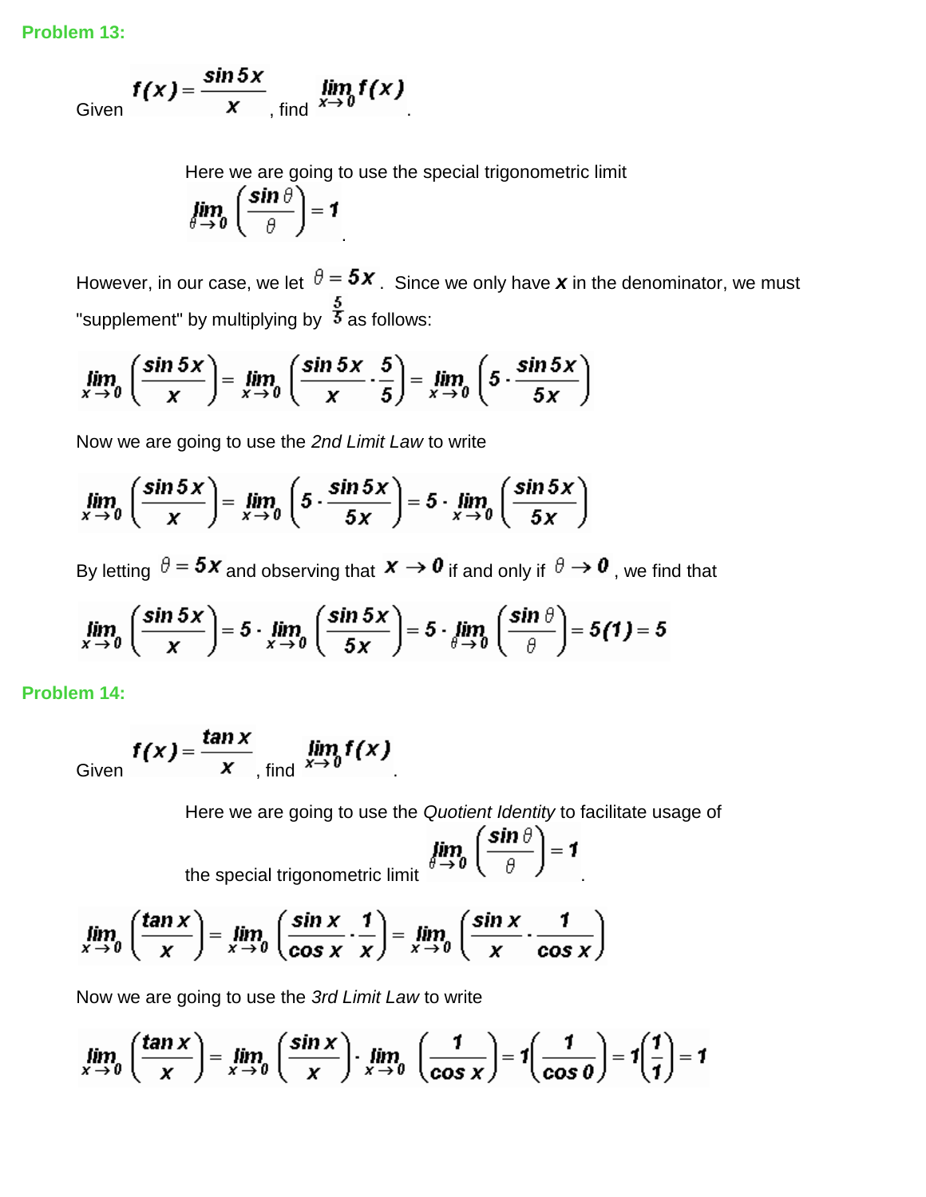**Problem 13:**

Given $f(x) = \dfrac{\sin 5x}{x}$, find $\lim_{x \to 0} f(x)$.

Here we are going to use the special trigonometric limit $\lim_{\theta \to 0} \left( \dfrac{\sin \theta}{\theta} \right) = 1$.

However, in our case, we let $\theta = 5x$. Since we only have $x$ in the denominator, we must "supplement" by multiplying by $\frac{5}{5}$ as follows:

$$\lim_{x \to 0} \left( \frac{\sin 5x}{x} \right) = \lim_{x \to 0} \left( \frac{\sin 5x}{x} \cdot \frac{5}{5} \right) = \lim_{x \to 0} \left( 5 \cdot \frac{\sin 5x}{5x} \right)$$

Now we are going to use the *2nd Limit Law* to write

$$\lim_{x \to 0} \left( \frac{\sin 5x}{x} \right) = \lim_{x \to 0} \left( 5 \cdot \frac{\sin 5x}{5x} \right) = 5 \cdot \lim_{x \to 0} \left( \frac{\sin 5x}{5x} \right)$$

By letting $\theta = 5x$ and observing that $x \to 0$ if and only if $\theta \to 0$, we find that

$$\lim_{x \to 0} \left( \frac{\sin 5x}{x} \right) = 5 \cdot \lim_{x \to 0} \left( \frac{\sin 5x}{5x} \right) = 5 \cdot \lim_{\theta \to 0} \left( \frac{\sin \theta}{\theta} \right) = 5(1) = 5$$

**Problem 14:**

Given $f(x) = \dfrac{\tan x}{x}$, find $\lim_{x \to 0} f(x)$.

Here we are going to use the *Quotient Identity* to facilitate usage of the special trigonometric limit $\lim_{\theta \to 0} \left( \dfrac{\sin \theta}{\theta} \right) = 1$.

$$\lim_{x \to 0} \left( \frac{\tan x}{x} \right) = \lim_{x \to 0} \left( \frac{\sin x}{\cos x} \cdot \frac{1}{x} \right) = \lim_{x \to 0} \left( \frac{\sin x}{x} \cdot \frac{1}{\cos x} \right)$$

Now we are going to use the *3rd Limit Law* to write

$$\lim_{x \to 0} \left( \frac{\tan x}{x} \right) = \lim_{x \to 0} \left( \frac{\sin x}{x} \right) \cdot \lim_{x \to 0} \left( \frac{1}{\cos x} \right) = 1 \left( \frac{1}{\cos 0} \right) = 1 \left( \frac{1}{1} \right) = 1$$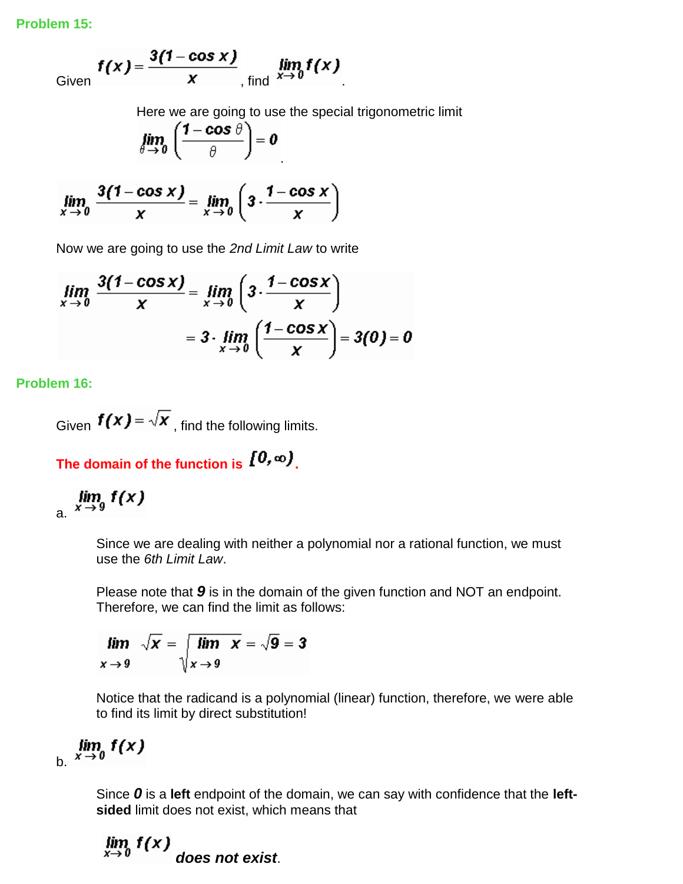**Problem 15:**

Given $f(x)=\dfrac{3(1-\cos x)}{x}$, find $\lim\limits_{x\to 0} f(x)$.

Here we are going to use the special trigonometric limit $\lim\limits_{\theta\to 0}\left(\dfrac{1-\cos\theta}{\theta}\right)=0$.

$$\lim_{x\to 0}\frac{3(1-\cos x)}{x}=\lim_{x\to 0}\left(3\cdot\frac{1-\cos x}{x}\right)$$

Now we are going to use the *2nd Limit Law* to write

$$\lim_{x\to 0}\frac{3(1-\cos x)}{x}=\lim_{x\to 0}\left(3\cdot\frac{1-\cos x}{x}\right)$$
$$=3\cdot\lim_{x\to 0}\left(\frac{1-\cos x}{x}\right)=3(0)=0$$

**Problem 16:**

Given $f(x)=\sqrt{x}$, find the following limits.

**The domain of the function is $[0,\infty)$.**

a. $\lim\limits_{x\to 9} f(x)$

Since we are dealing with neither a polynomial nor a rational function, we must use the *6th Limit Law*.

Please note that $\boldsymbol{9}$ is in the domain of the given function and NOT an endpoint. Therefore, we can find the limit as follows:

$$\lim_{x\to 9}\sqrt{x}=\sqrt{\lim_{x\to 9}x}=\sqrt{9}=3$$

Notice that the radicand is a polynomial (linear) function, therefore, we were able to find its limit by direct substitution!

b. $\lim\limits_{x\to 0} f(x)$

Since $\boldsymbol{0}$ is a **left** endpoint of the domain, we can say with confidence that the **left-sided** limit does not exist, which means that

$\lim\limits_{x\to 0} f(x)$ ***does not exist***.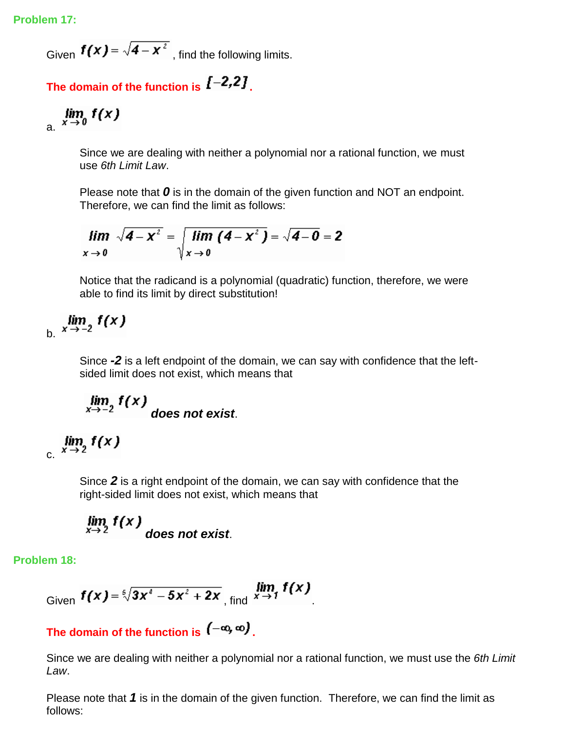**Problem 17:**

Given $f(x) = \sqrt{4 - x^2}$ , find the following limits.

**The domain of the function is $[-2, 2]$.**

a. $\lim_{x \to 0} f(x)$

Since we are dealing with neither a polynomial nor a rational function, we must use *6th Limit Law*.

Please note that ***0*** is in the domain of the given function and NOT an endpoint. Therefore, we can find the limit as follows:

$$\lim_{x \to 0} \sqrt{4 - x^2} = \sqrt{\lim_{x \to 0} (4 - x^2)} = \sqrt{4 - 0} = 2$$

Notice that the radicand is a polynomial (quadratic) function, therefore, we were able to find its limit by direct substitution!

b. $\lim_{x \to -2} f(x)$

Since ***-2*** is a left endpoint of the domain, we can say with confidence that the left-sided limit does not exist, which means that

$\lim_{x \to -2} f(x)$ ***does not exist***.

c. $\lim_{x \to 2} f(x)$

Since ***2*** is a right endpoint of the domain, we can say with confidence that the right-sided limit does not exist, which means that

$\lim_{x \to 2} f(x)$ ***does not exist***.

**Problem 18:**

Given $f(x) = \sqrt[5]{3x^4 - 5x^2 + 2x}$ , find $\lim_{x \to 1} f(x)$.

**The domain of the function is $(-\infty, \infty)$.**

Since we are dealing with neither a polynomial nor a rational function, we must use the *6th Limit Law*.

Please note that ***1*** is in the domain of the given function. Therefore, we can find the limit as follows: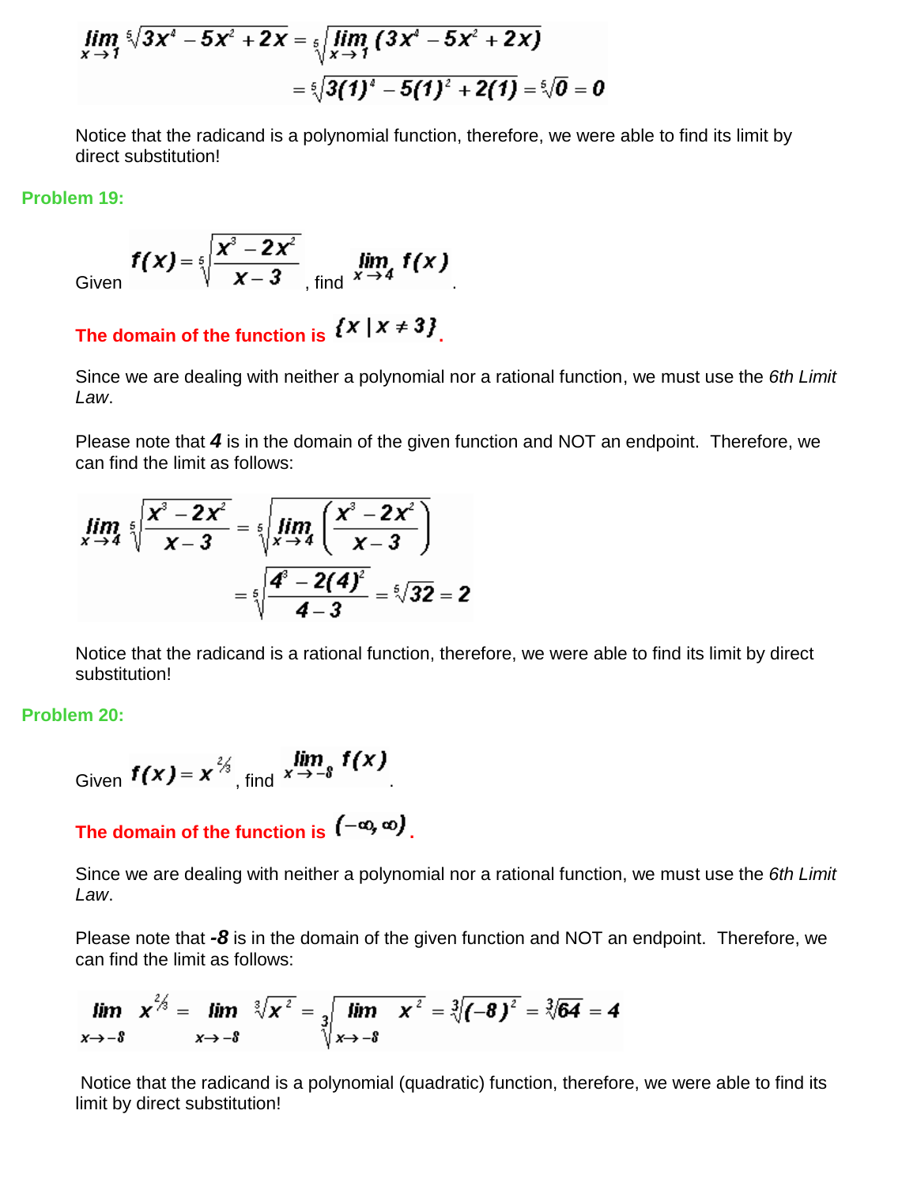$$\lim_{x \to 1} \sqrt[5]{3x^4 - 5x^2 + 2x} = \sqrt[5]{\lim_{x \to 1} (3x^4 - 5x^2 + 2x)}$$

$$= \sqrt[5]{3(1)^4 - 5(1)^2 + 2(1)} = \sqrt[5]{0} = 0$$

Notice that the radicand is a polynomial function, therefore, we were able to find its limit by direct substitution!

**Problem 19:**

Given $f(x) = \sqrt[5]{\dfrac{x^3 - 2x^2}{x - 3}}$, find $\lim_{x \to 4} f(x)$.

**The domain of the function is $\{x \mid x \neq 3\}$.**

Since we are dealing with neither a polynomial nor a rational function, we must use the *6th Limit Law*.

Please note that ***4*** is in the domain of the given function and NOT an endpoint. Therefore, we can find the limit as follows:

$$\lim_{x \to 4} \sqrt[5]{\frac{x^3 - 2x^2}{x - 3}} = \sqrt[5]{\lim_{x \to 4} \left( \frac{x^3 - 2x^2}{x - 3} \right)}$$

$$= \sqrt[5]{\frac{4^3 - 2(4)^2}{4 - 3}} = \sqrt[5]{32} = 2$$

Notice that the radicand is a rational function, therefore, we were able to find its limit by direct substitution!

**Problem 20:**

Given $f(x) = x^{2/3}$, find $\lim_{x \to -8} f(x)$.

**The domain of the function is $(-\infty, \infty)$.**

Since we are dealing with neither a polynomial nor a rational function, we must use the *6th Limit Law*.

Please note that ***-8*** is in the domain of the given function and NOT an endpoint. Therefore, we can find the limit as follows:

$$\lim_{x \to -8} x^{2/3} = \lim_{x \to -8} \sqrt[3]{x^2} = \sqrt[3]{\lim_{x \to -8} x^2} = \sqrt[3]{(-8)^2} = \sqrt[3]{64} = 4$$

Notice that the radicand is a polynomial (quadratic) function, therefore, we were able to find its limit by direct substitution!